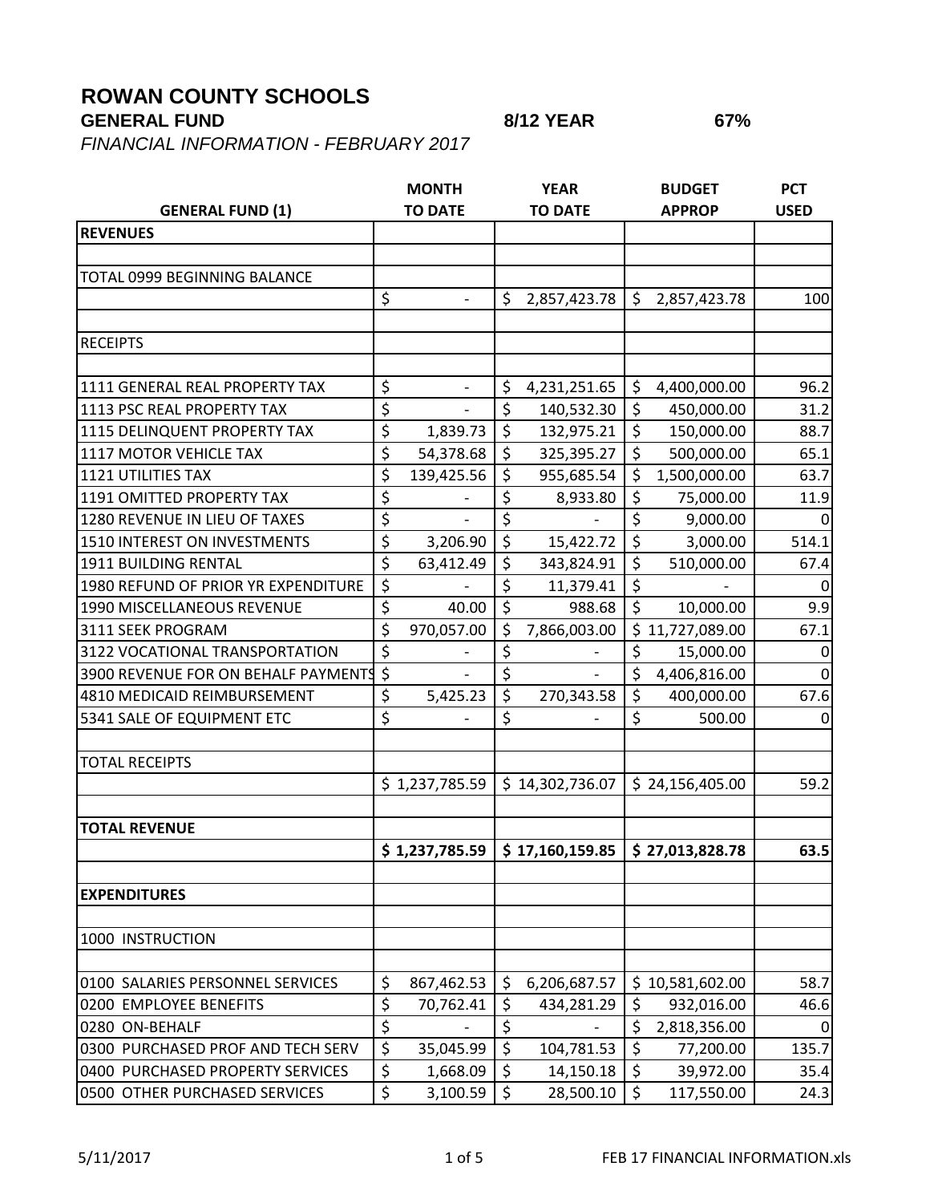# ROWAN COUNTY SCHOOLS

**GENERAL FUND** **8/12 YEAR** **67%**

*FINANCIAL INFORMATION - FEBRUARY 2017*

| GENERAL FUND (1) | MONTH TO DATE | YEAR TO DATE | BUDGET APPROP | PCT USED |
|---|---|---|---|---|
| **REVENUES** | | | | |
| | | | | |
| TOTAL 0999 BEGINNING BALANCE | | | | |
| | $ - | $ 2,857,423.78 | $ 2,857,423.78 | 100 |
| | | | | |
| RECEIPTS | | | | |
| | | | | |
| 1111 GENERAL REAL PROPERTY TAX | $ - | $ 4,231,251.65 | $ 4,400,000.00 | 96.2 |
| 1113 PSC REAL PROPERTY TAX | $ - | $ 140,532.30 | $ 450,000.00 | 31.2 |
| 1115 DELINQUENT PROPERTY TAX | $ 1,839.73 | $ 132,975.21 | $ 150,000.00 | 88.7 |
| 1117 MOTOR VEHICLE TAX | $ 54,378.68 | $ 325,395.27 | $ 500,000.00 | 65.1 |
| 1121 UTILITIES TAX | $ 139,425.56 | $ 955,685.54 | $ 1,500,000.00 | 63.7 |
| 1191 OMITTED PROPERTY TAX | $ - | $ 8,933.80 | $ 75,000.00 | 11.9 |
| 1280 REVENUE IN LIEU OF TAXES | $ - | $ - | $ 9,000.00 | 0 |
| 1510 INTEREST ON INVESTMENTS | $ 3,206.90 | $ 15,422.72 | $ 3,000.00 | 514.1 |
| 1911 BUILDING RENTAL | $ 63,412.49 | $ 343,824.91 | $ 510,000.00 | 67.4 |
| 1980 REFUND OF PRIOR YR EXPENDITURE | $ - | $ 11,379.41 | $ - | 0 |
| 1990 MISCELLANEOUS REVENUE | $ 40.00 | $ 988.68 | $ 10,000.00 | 9.9 |
| 3111 SEEK PROGRAM | $ 970,057.00 | $ 7,866,003.00 | $ 11,727,089.00 | 67.1 |
| 3122 VOCATIONAL TRANSPORTATION | $ - | $ - | $ 15,000.00 | 0 |
| 3900 REVENUE FOR ON BEHALF PAYMENTS | $ - | $ - | $ 4,406,816.00 | 0 |
| 4810 MEDICAID REIMBURSEMENT | $ 5,425.23 | $ 270,343.58 | $ 400,000.00 | 67.6 |
| 5341 SALE OF EQUIPMENT ETC | $ - | $ - | $ 500.00 | 0 |
| | | | | |
| TOTAL RECEIPTS | | | | |
| | $ 1,237,785.59 | $ 14,302,736.07 | $ 24,156,405.00 | 59.2 |
| | | | | |
| **TOTAL REVENUE** | | | | |
| | **$ 1,237,785.59** | **$ 17,160,159.85** | **$ 27,013,828.78** | **63.5** |
| | | | | |
| **EXPENDITURES** | | | | |
| | | | | |
| 1000 INSTRUCTION | | | | |
| | | | | |
| 0100 SALARIES PERSONNEL SERVICES | $ 867,462.53 | $ 6,206,687.57 | $ 10,581,602.00 | 58.7 |
| 0200 EMPLOYEE BENEFITS | $ 70,762.41 | $ 434,281.29 | $ 932,016.00 | 46.6 |
| 0280 ON-BEHALF | $ - | $ - | $ 2,818,356.00 | 0 |
| 0300 PURCHASED PROF AND TECH SERV | $ 35,045.99 | $ 104,781.53 | $ 77,200.00 | 135.7 |
| 0400 PURCHASED PROPERTY SERVICES | $ 1,668.09 | $ 14,150.18 | $ 39,972.00 | 35.4 |
| 0500 OTHER PURCHASED SERVICES | $ 3,100.59 | $ 28,500.10 | $ 117,550.00 | 24.3 |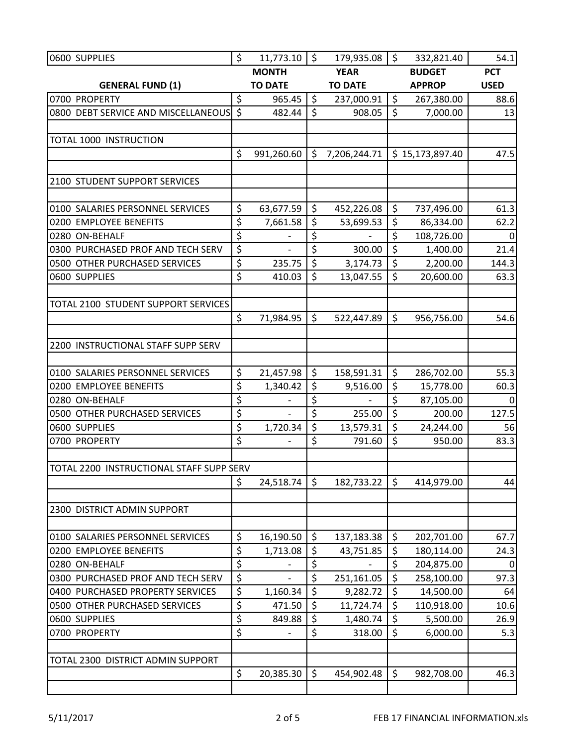| | | | | |
|---|---|---|---|---|
| 0600 SUPPLIES | $ 11,773.10 | $ 179,935.08 | $ 332,821.40 | 54.1 |
| **GENERAL FUND (1)** | **MONTH TO DATE** | **YEAR TO DATE** | **BUDGET APPROP** | **PCT USED** |
| 0700 PROPERTY | $ 965.45 | $ 237,000.91 | $ 267,380.00 | 88.6 |
| 0800 DEBT SERVICE AND MISCELLANEOUS | $ 482.44 | $ 908.05 | $ 7,000.00 | 13 |
| | | | | |
| TOTAL 1000 INSTRUCTION | | | | |
| | $ 991,260.60 | $ 7,206,244.71 | $ 15,173,897.40 | 47.5 |
| | | | | |
| 2100 STUDENT SUPPORT SERVICES | | | | |
| | | | | |
| 0100 SALARIES PERSONNEL SERVICES | $ 63,677.59 | $ 452,226.08 | $ 737,496.00 | 61.3 |
| 0200 EMPLOYEE BENEFITS | $ 7,661.58 | $ 53,699.53 | $ 86,334.00 | 62.2 |
| 0280 ON-BEHALF | $ - | $ - | $ 108,726.00 | 0 |
| 0300 PURCHASED PROF AND TECH SERV | $ - | $ 300.00 | $ 1,400.00 | 21.4 |
| 0500 OTHER PURCHASED SERVICES | $ 235.75 | $ 3,174.73 | $ 2,200.00 | 144.3 |
| 0600 SUPPLIES | $ 410.03 | $ 13,047.55 | $ 20,600.00 | 63.3 |
| | | | | |
| TOTAL 2100 STUDENT SUPPORT SERVICES | | | | |
| | $ 71,984.95 | $ 522,447.89 | $ 956,756.00 | 54.6 |
| | | | | |
| 2200 INSTRUCTIONAL STAFF SUPP SERV | | | | |
| | | | | |
| 0100 SALARIES PERSONNEL SERVICES | $ 21,457.98 | $ 158,591.31 | $ 286,702.00 | 55.3 |
| 0200 EMPLOYEE BENEFITS | $ 1,340.42 | $ 9,516.00 | $ 15,778.00 | 60.3 |
| 0280 ON-BEHALF | $ - | $ - | $ 87,105.00 | 0 |
| 0500 OTHER PURCHASED SERVICES | $ - | $ 255.00 | $ 200.00 | 127.5 |
| 0600 SUPPLIES | $ 1,720.34 | $ 13,579.31 | $ 24,244.00 | 56 |
| 0700 PROPERTY | $ - | $ 791.60 | $ 950.00 | 83.3 |
| | | | | |
| TOTAL 2200 INSTRUCTIONAL STAFF SUPP SERV | | | | |
| | $ 24,518.74 | $ 182,733.22 | $ 414,979.00 | 44 |
| | | | | |
| 2300 DISTRICT ADMIN SUPPORT | | | | |
| | | | | |
| 0100 SALARIES PERSONNEL SERVICES | $ 16,190.50 | $ 137,183.38 | $ 202,701.00 | 67.7 |
| 0200 EMPLOYEE BENEFITS | $ 1,713.08 | $ 43,751.85 | $ 180,114.00 | 24.3 |
| 0280 ON-BEHALF | $ - | $ - | $ 204,875.00 | 0 |
| 0300 PURCHASED PROF AND TECH SERV | $ - | $ 251,161.05 | $ 258,100.00 | 97.3 |
| 0400 PURCHASED PROPERTY SERVICES | $ 1,160.34 | $ 9,282.72 | $ 14,500.00 | 64 |
| 0500 OTHER PURCHASED SERVICES | $ 471.50 | $ 11,724.74 | $ 110,918.00 | 10.6 |
| 0600 SUPPLIES | $ 849.88 | $ 1,480.74 | $ 5,500.00 | 26.9 |
| 0700 PROPERTY | $ - | $ 318.00 | $ 6,000.00 | 5.3 |
| | | | | |
| TOTAL 2300 DISTRICT ADMIN SUPPORT | | | | |
| | $ 20,385.30 | $ 454,902.48 | $ 982,708.00 | 46.3 |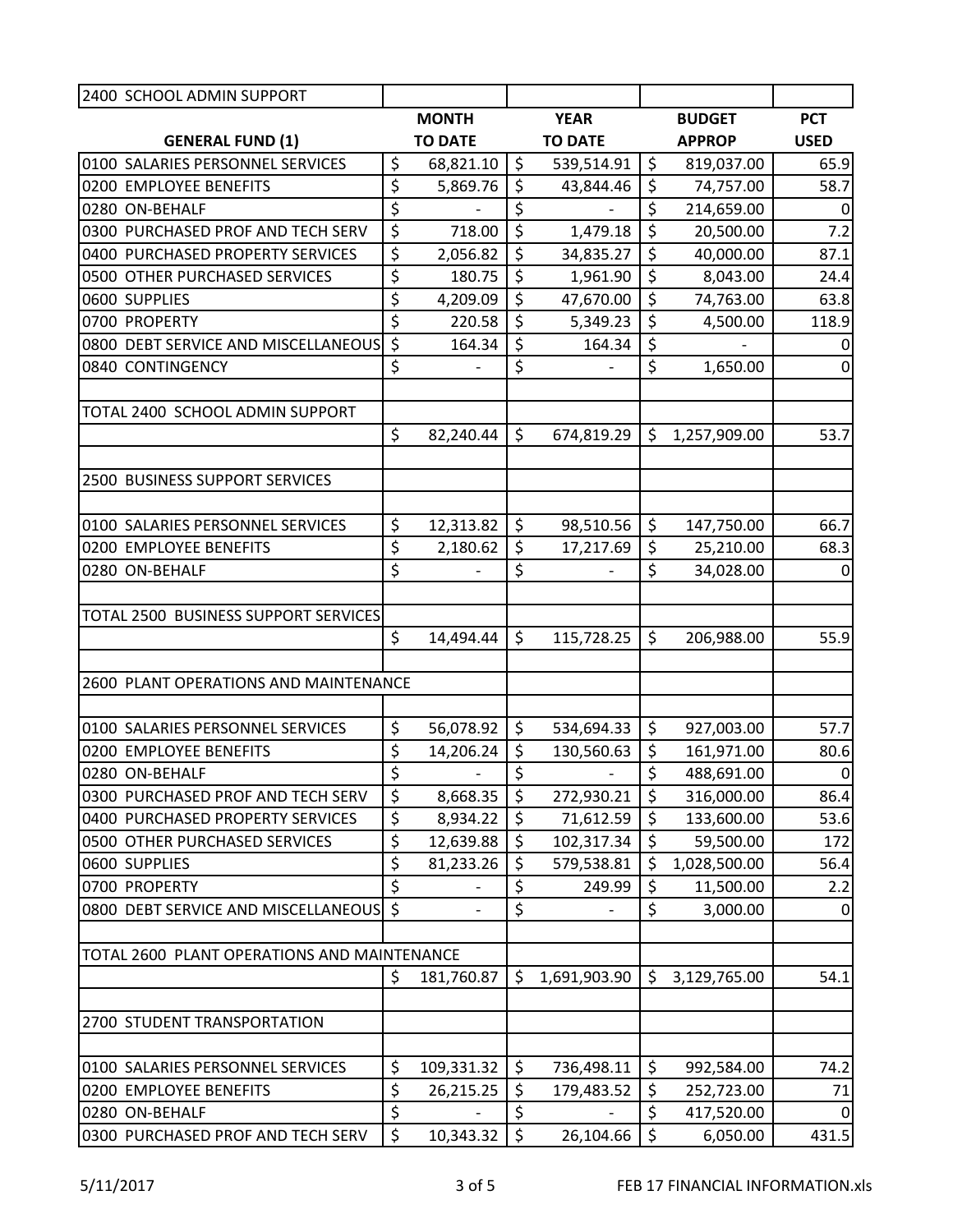| 2400 SCHOOL ADMIN SUPPORT | | | | |
|---|---|---|---|---|
| **GENERAL FUND (1)** | **MONTH TO DATE** | **YEAR TO DATE** | **BUDGET APPROP** | **PCT USED** |
| 0100 SALARIES PERSONNEL SERVICES | $ 68,821.10 | $ 539,514.91 | $ 819,037.00 | 65.9 |
| 0200 EMPLOYEE BENEFITS | $ 5,869.76 | $ 43,844.46 | $ 74,757.00 | 58.7 |
| 0280 ON-BEHALF | $ - | $ - | $ 214,659.00 | 0 |
| 0300 PURCHASED PROF AND TECH SERV | $ 718.00 | $ 1,479.18 | $ 20,500.00 | 7.2 |
| 0400 PURCHASED PROPERTY SERVICES | $ 2,056.82 | $ 34,835.27 | $ 40,000.00 | 87.1 |
| 0500 OTHER PURCHASED SERVICES | $ 180.75 | $ 1,961.90 | $ 8,043.00 | 24.4 |
| 0600 SUPPLIES | $ 4,209.09 | $ 47,670.00 | $ 74,763.00 | 63.8 |
| 0700 PROPERTY | $ 220.58 | $ 5,349.23 | $ 4,500.00 | 118.9 |
| 0800 DEBT SERVICE AND MISCELLANEOUS | $ 164.34 | $ 164.34 | $ - | 0 |
| 0840 CONTINGENCY | $ - | $ - | $ 1,650.00 | 0 |
| | | | | |
| TOTAL 2400 SCHOOL ADMIN SUPPORT | | | | |
| | $ 82,240.44 | $ 674,819.29 | $ 1,257,909.00 | 53.7 |
| | | | | |
| 2500 BUSINESS SUPPORT SERVICES | | | | |
| | | | | |
| 0100 SALARIES PERSONNEL SERVICES | $ 12,313.82 | $ 98,510.56 | $ 147,750.00 | 66.7 |
| 0200 EMPLOYEE BENEFITS | $ 2,180.62 | $ 17,217.69 | $ 25,210.00 | 68.3 |
| 0280 ON-BEHALF | $ - | $ - | $ 34,028.00 | 0 |
| | | | | |
| TOTAL 2500 BUSINESS SUPPORT SERVICES | | | | |
| | $ 14,494.44 | $ 115,728.25 | $ 206,988.00 | 55.9 |
| | | | | |
| 2600 PLANT OPERATIONS AND MAINTENANCE | | | | |
| | | | | |
| 0100 SALARIES PERSONNEL SERVICES | $ 56,078.92 | $ 534,694.33 | $ 927,003.00 | 57.7 |
| 0200 EMPLOYEE BENEFITS | $ 14,206.24 | $ 130,560.63 | $ 161,971.00 | 80.6 |
| 0280 ON-BEHALF | $ - | $ - | $ 488,691.00 | 0 |
| 0300 PURCHASED PROF AND TECH SERV | $ 8,668.35 | $ 272,930.21 | $ 316,000.00 | 86.4 |
| 0400 PURCHASED PROPERTY SERVICES | $ 8,934.22 | $ 71,612.59 | $ 133,600.00 | 53.6 |
| 0500 OTHER PURCHASED SERVICES | $ 12,639.88 | $ 102,317.34 | $ 59,500.00 | 172 |
| 0600 SUPPLIES | $ 81,233.26 | $ 579,538.81 | $ 1,028,500.00 | 56.4 |
| 0700 PROPERTY | $ - | $ 249.99 | $ 11,500.00 | 2.2 |
| 0800 DEBT SERVICE AND MISCELLANEOUS | $ - | $ - | $ 3,000.00 | 0 |
| | | | | |
| TOTAL 2600 PLANT OPERATIONS AND MAINTENANCE | | | | |
| | $ 181,760.87 | $ 1,691,903.90 | $ 3,129,765.00 | 54.1 |
| | | | | |
| 2700 STUDENT TRANSPORTATION | | | | |
| | | | | |
| 0100 SALARIES PERSONNEL SERVICES | $ 109,331.32 | $ 736,498.11 | $ 992,584.00 | 74.2 |
| 0200 EMPLOYEE BENEFITS | $ 26,215.25 | $ 179,483.52 | $ 252,723.00 | 71 |
| 0280 ON-BEHALF | $ - | $ - | $ 417,520.00 | 0 |
| 0300 PURCHASED PROF AND TECH SERV | $ 10,343.32 | $ 26,104.66 | $ 6,050.00 | 431.5 |

5/11/2017 FEB 17 FINANCIAL INFORMATION.xls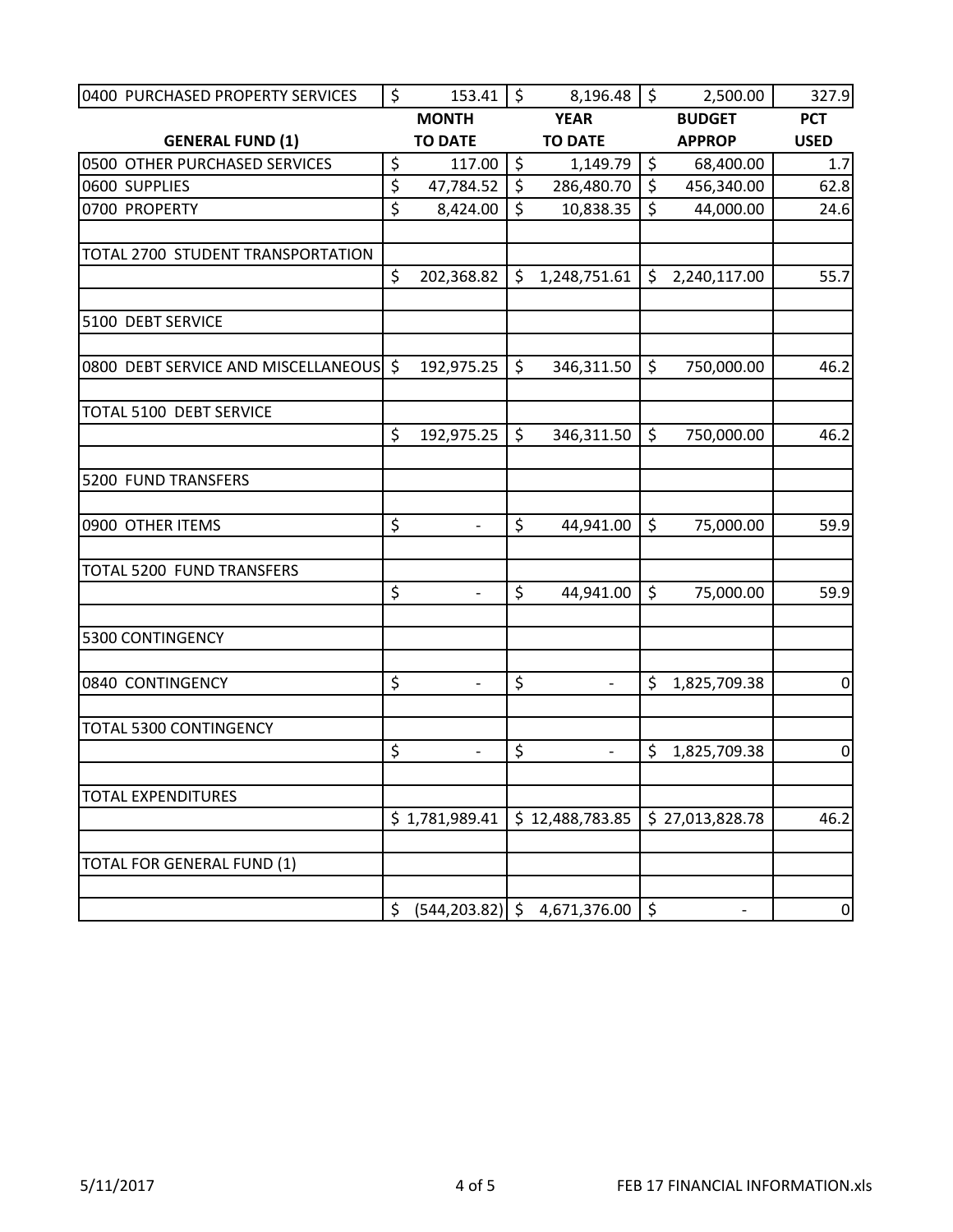| 0400 PURCHASED PROPERTY SERVICES | $ 153.41 | $ 8,196.48 | $ 2,500.00 | 327.9 |
|---|---|---|---|---|
| **GENERAL FUND (1)** | **MONTH TO DATE** | **YEAR TO DATE** | **BUDGET APPROP** | **PCT USED** |
| 0500 OTHER PURCHASED SERVICES | $ 117.00 | $ 1,149.79 | $ 68,400.00 | 1.7 |
| 0600 SUPPLIES | $ 47,784.52 | $ 286,480.70 | $ 456,340.00 | 62.8 |
| 0700 PROPERTY | $ 8,424.00 | $ 10,838.35 | $ 44,000.00 | 24.6 |
| | | | | |
| TOTAL 2700 STUDENT TRANSPORTATION | | | | |
| | $ 202,368.82 | $ 1,248,751.61 | $ 2,240,117.00 | 55.7 |
| | | | | |
| 5100 DEBT SERVICE | | | | |
| | | | | |
| 0800 DEBT SERVICE AND MISCELLANEOUS | $ 192,975.25 | $ 346,311.50 | $ 750,000.00 | 46.2 |
| | | | | |
| TOTAL 5100 DEBT SERVICE | | | | |
| | $ 192,975.25 | $ 346,311.50 | $ 750,000.00 | 46.2 |
| | | | | |
| 5200 FUND TRANSFERS | | | | |
| | | | | |
| 0900 OTHER ITEMS | $ - | $ 44,941.00 | $ 75,000.00 | 59.9 |
| | | | | |
| TOTAL 5200 FUND TRANSFERS | | | | |
| | $ - | $ 44,941.00 | $ 75,000.00 | 59.9 |
| | | | | |
| 5300 CONTINGENCY | | | | |
| | | | | |
| 0840 CONTINGENCY | $ - | $ - | $ 1,825,709.38 | 0 |
| | | | | |
| TOTAL 5300 CONTINGENCY | | | | |
| | $ - | $ - | $ 1,825,709.38 | 0 |
| | | | | |
| TOTAL EXPENDITURES | | | | |
| | $ 1,781,989.41 | $ 12,488,783.85 | $ 27,013,828.78 | 46.2 |
| | | | | |
| TOTAL FOR GENERAL FUND (1) | | | | |
| | | | | |
| | $ (544,203.82) | $ 4,671,376.00 | $ - | 0 |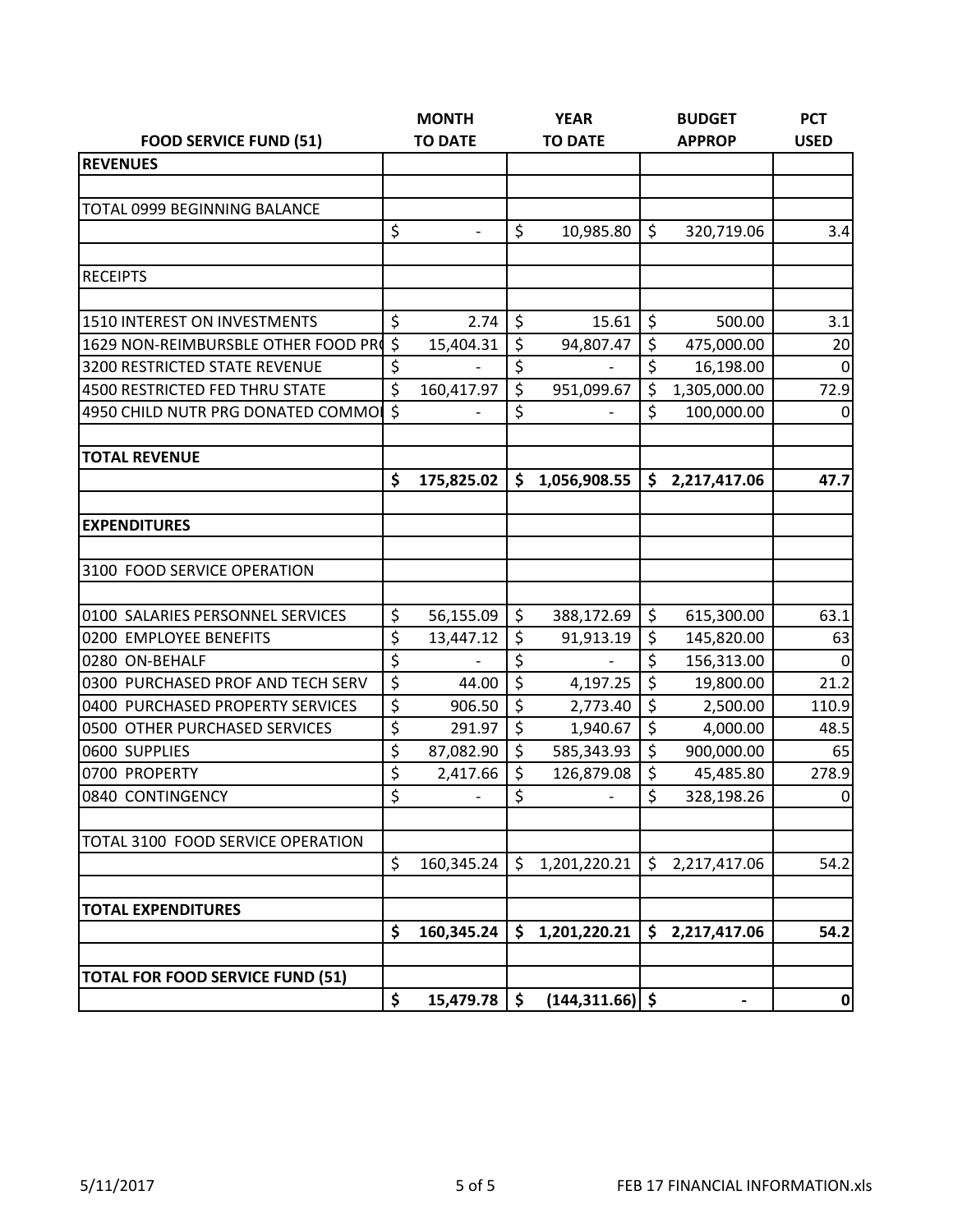| FOOD SERVICE FUND (51) | MONTH TO DATE | YEAR TO DATE | BUDGET APPROP | PCT USED |
|---|---|---|---|---|
| **REVENUES** | | | | |
| | | | | |
| TOTAL 0999 BEGINNING BALANCE | | | | |
| | $ - | $ 10,985.80 | $ 320,719.06 | 3.4 |
| | | | | |
| RECEIPTS | | | | |
| | | | | |
| 1510 INTEREST ON INVESTMENTS | $ 2.74 | $ 15.61 | $ 500.00 | 3.1 |
| 1629 NON-REIMBURSBLE OTHER FOOD PR( | $ 15,404.31 | $ 94,807.47 | $ 475,000.00 | 20 |
| 3200 RESTRICTED STATE REVENUE | $ - | $ - | $ 16,198.00 | 0 |
| 4500 RESTRICTED FED THRU STATE | $ 160,417.97 | $ 951,099.67 | $ 1,305,000.00 | 72.9 |
| 4950 CHILD NUTR PRG DONATED COMMO | $ - | $ - | $ 100,000.00 | 0 |
| | | | | |
| **TOTAL REVENUE** | | | | |
| | **$ 175,825.02** | **$ 1,056,908.55** | **$ 2,217,417.06** | **47.7** |
| | | | | |
| **EXPENDITURES** | | | | |
| | | | | |
| 3100 FOOD SERVICE OPERATION | | | | |
| | | | | |
| 0100 SALARIES PERSONNEL SERVICES | $ 56,155.09 | $ 388,172.69 | $ 615,300.00 | 63.1 |
| 0200 EMPLOYEE BENEFITS | $ 13,447.12 | $ 91,913.19 | $ 145,820.00 | 63 |
| 0280 ON-BEHALF | $ - | $ - | $ 156,313.00 | 0 |
| 0300 PURCHASED PROF AND TECH SERV | $ 44.00 | $ 4,197.25 | $ 19,800.00 | 21.2 |
| 0400 PURCHASED PROPERTY SERVICES | $ 906.50 | $ 2,773.40 | $ 2,500.00 | 110.9 |
| 0500 OTHER PURCHASED SERVICES | $ 291.97 | $ 1,940.67 | $ 4,000.00 | 48.5 |
| 0600 SUPPLIES | $ 87,082.90 | $ 585,343.93 | $ 900,000.00 | 65 |
| 0700 PROPERTY | $ 2,417.66 | $ 126,879.08 | $ 45,485.80 | 278.9 |
| 0840 CONTINGENCY | $ - | $ - | $ 328,198.26 | 0 |
| | | | | |
| TOTAL 3100 FOOD SERVICE OPERATION | | | | |
| | $ 160,345.24 | $ 1,201,220.21 | $ 2,217,417.06 | 54.2 |
| | | | | |
| **TOTAL EXPENDITURES** | | | | |
| | **$ 160,345.24** | **$ 1,201,220.21** | **$ 2,217,417.06** | **54.2** |
| | | | | |
| **TOTAL FOR FOOD SERVICE FUND (51)** | | | | |
| | **$ 15,479.78** | **$ (144,311.66)** | **$ -** | **0** |

5/11/2017 FEB 17 FINANCIAL INFORMATION.xls